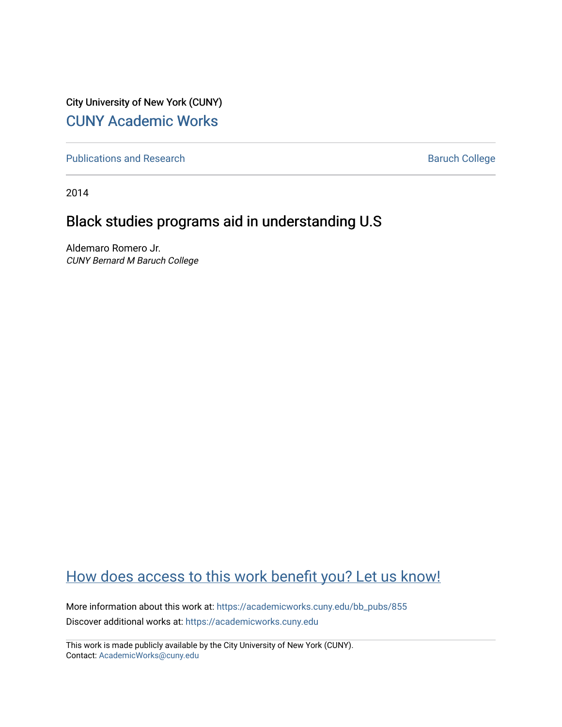City University of New York (CUNY)

# CUNY Academic Works

Publications and Research

Baruch College

2014

## Black studies programs aid in understanding U.S

Aldemaro Romero Jr.
*CUNY Bernard M Baruch College*

How does access to this work benefit you? Let us know!

More information about this work at: https://academicworks.cuny.edu/bb_pubs/855
Discover additional works at: https://academicworks.cuny.edu

This work is made publicly available by the City University of New York (CUNY).
Contact: AcademicWorks@cuny.edu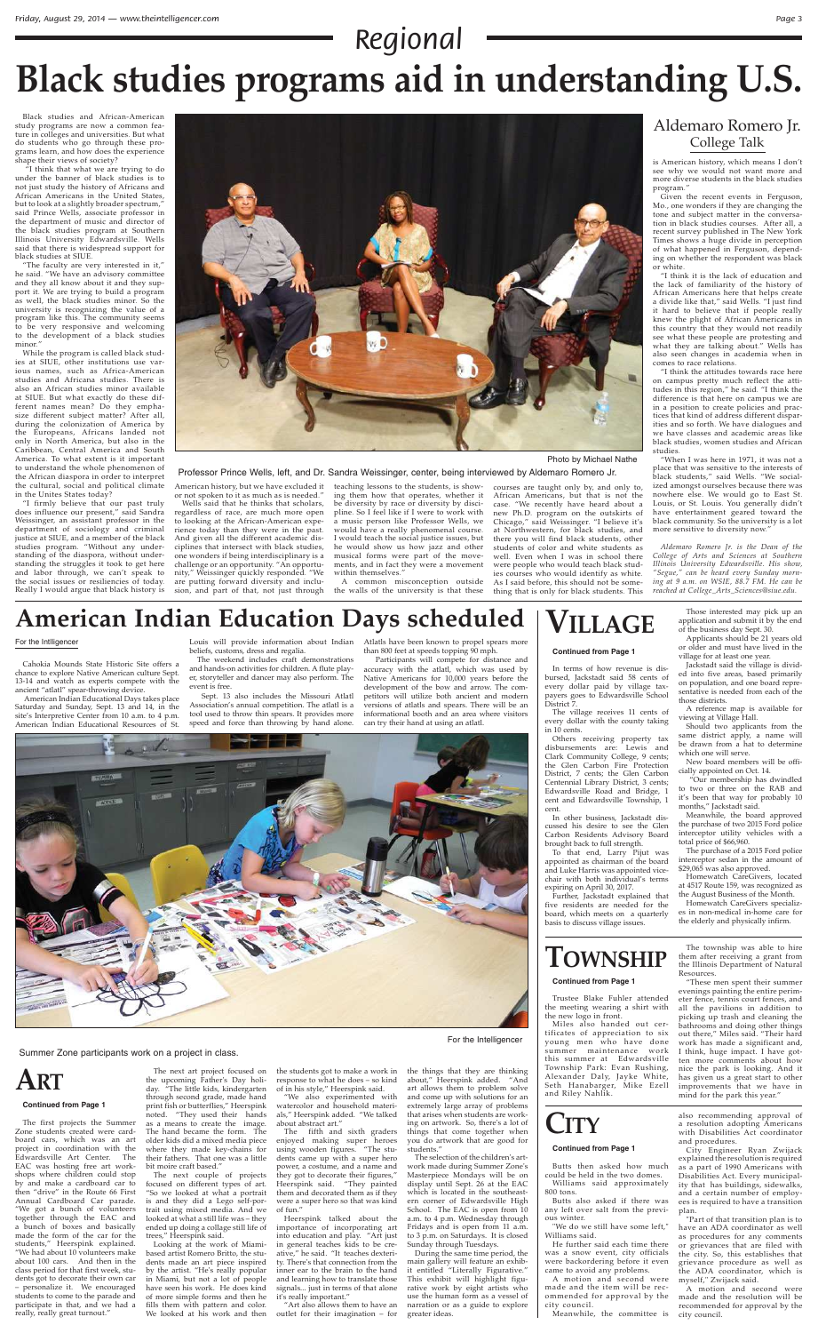# Regional

# Black studies programs aid in understanding U.S.

Black studies and African-American study programs are now a common feature in colleges and universities. But what do students who go through these programs learn, and how does the experience shape their views of society?

"I think that what we are trying to do under the banner of black studies is to not just study the history of Africans and African Americans in the United States, but to look at a slightly broader spectrum," said Prince Wells, associate professor in the department of music and director of the black studies program at Southern Illinois University Edwardsville. Wells said that there is widespread support for black studies at SIUE.

"The faculty are very interested in it," he said. "We have an advisory committee and they all know about it and they support it. We are trying to build a program as well, the black studies minor. So the university is recognizing the value of a program like this. The community seems to be very responsive and welcoming to the development of a black studies minor."

While the program is called black studies at SIUE, other institutions use various names, such as Africa-American studies and Africana studies. There is also an African studies minor available at SIUE. But what exactly do these different names mean? Do they emphasize different subject matter? After all, during the colonization of America by the Europeans, Africans landed not only in North America, but also in the Caribbean, Central America and South America. To what extent is it important to understand the whole phenomenon of the African diaspora in order to interpret the cultural, social and political climate in the Unites States today?

"I firmly believe that our past truly does influence our present," said Sandra Weissinger, an assistant professor in the department of sociology and criminal justice at SIUE, and a member of the black studies program. "Without any understanding of the diaspora, without understanding the struggles it took to get here and labor through, we can't speak to the social issues or resiliencies of today. Really I would argue that black history is American history, but we have excluded it or not spoken to it as much as is needed."

Wells said that he thinks that scholars, regardless of race, are much more open to looking at the African-American experience today than they were in the past. And given all the different academic disciplines that intersect with black studies, one wonders if being interdisciplinary is a challenge or an opportunity. "An opportunity," Weissinger quickly responded. "We are putting forward diversity and inclusion, and part of that, not just through teaching lessons to the students, is showing them how that operates, whether it be diversity by race or diversity by discipline. So I feel like if I were to work with a music person like Professor Wells, we would have a really phenomenal course. I would teach the social justice issues, but he would show us how jazz and other musical forms were part of the movements, and in fact they were a movement within themselves."

A common misconception outside the walls of the university is that these courses are taught only by, and only to, African Americans, but that is not the case. "We recently have heard about a new Ph.D. program on the outskirts of Chicago," said Weissinger. "I believe it's at Northwestern, for black studies, and there you will find black students, other students of color and white students as well. Even when I was in school there were people who would teach black studies courses who would identify as white. As I said before, this should not be something that is only for black students. This is American history, which means I don't see why we would not want more and more diverse students in the black studies program."

Photo by Michael Nathe

Professor Prince Wells, left, and Dr. Sandra Weissinger, center, being interviewed by Aldemaro Romero Jr.

## Aldemaro Romero Jr.
### College Talk

Given the recent events in Ferguson, Mo., one wonders if they are changing the tone and subject matter in the conversation in black studies courses. After all, a recent survey published in The New York Times shows a huge divide in perception of what happened in Ferguson, depending on whether the respondent was black or white.

"I think it is the lack of education and the lack of familiarity of the history of African Americans here that helps create a divide like that," said Wells. "I just find it hard to believe that if people really knew the plight of African Americans in this country that they would not readily see what these people are protesting and what they are talking about." Wells has also seen changes in academia when in comes to race relations.

"I think the attitudes towards race here on campus pretty much reflect the attitudes in this region," he said. "I think the difference is that here on campus we are in a position to create policies and practices that kind of address different disparities and so forth. We have dialogues and we have classes and academic areas like black studies, women studies and African studies.

"When I was here in 1971, it was not a place that was sensitive to the interests of black students," said Wells. "We socialized amongst ourselves because there was nowhere else. We would go to East St. Louis, or St. Louis. You generally didn't have entertainment geared toward the black community. So the university is a lot more sensitive to diversity now."

*Aldemaro Romero Jr. is the Dean of the College of Arts and Sciences at Southern Illinois University Edwardsville. His show, "Segue," can be heard every Sunday morning at 9 a.m. on WSIE, 88.7 FM. He can be reached at College_Arts_Sciences@siue.edu.*

# American Indian Education Days scheduled

For the Intelligencer

Cahokia Mounds State Historic Site offers a chance to explore Native American culture Sept. 13-14 and watch as experts compete with the ancient "atlatl" spear-throwing device.

American Indian Educational Days takes place Saturday and Sunday, Sept. 13 and 14, in the site's Interpretive Center from 10 a.m. to 4 p.m. American Indian Educational Resources of St. Louis will provide information about Indian beliefs, customs, dress and regalia.

The weekend includes craft demonstrations and hands-on activities for children. A flute player, storyteller and dancer may also perform. The event is free.

Sept. 13 also includes the Missouri Atlatl Association's annual competition. The atlatl is a tool used to throw thin spears. It provides more speed and force than throwing by hand alone. Atlatls have been known to propel spears more than 800 feet at speeds topping 90 mph.

Participants will compete for distance and accuracy with the atlatl, which was used by Native Americans for 10,000 years before the development of the bow and arrow. The competitors will utilize both ancient and modern versions of atlatls and spears. There will be an informational booth and an area where visitors can try their hand at using an atlatl.

For the Intelligencer

Summer Zone participants work on a project in class.

# Art

**Continued from Page 1**

The first projects the Summer Zone students created were cardboard cars, which was an art project in coordination with the Edwardsville Art Center. The EAC was hosting free art workshops where children could stop by and make a cardboard car to then "drive" in the Route 66 First Annual Cardboard Car parade. "We got a bunch of volunteers together through the EAC and a bunch of boxes and basically made the form of the car for the students," Heerspink explained. "We had about 10 volunteers make about 100 cars. And then in the class period for that first week, students got to decorate their own car – personalize it. We encouraged students to come to the parade and participate in that, and we had a really, really great turnout."

The next art project focused on the upcoming Father's Day holiday. "The little kids, kindergarten through second grade, made hand print fish or butterflies," Heerspink noted. "They used their hands as a means to create the image. The hand became the form. The older kids did a mixed media piece where they made key-chains for their fathers. That one was a little bit more craft based."

The next couple of projects focused on different types of art. "So we looked at what a portrait is and they did a Lego self-portrait using mixed media. And we looked at what a still life was – they ended up doing a collage still life of trees," Heerspink said.

Looking at the work of Miami-based artist Romero Britto, the students made an art piece inspired by the artist. "He's really popular in Miami, but not a lot of people have seen his work. He does kind of more simple forms and then he fills them with pattern and color. We looked at his work and then the students got to make a work in response to what he does – so kind of in his style," Heerspink said.

"We also experimented with watercolor and household materials," Heerspink added. "We talked about abstract art."

The fifth and sixth graders enjoyed making super heroes using wooden figures. "The students came up with a super hero power, a costume, and a name and they got to decorate their figures," Heerspink said. "They painted them and decorated them as if they were a super hero so that was kind of fun."

Heerspink talked about the importance of incorporating art into education and play. "Art just in general teaches kids to be creative," he said. "It teaches dexterity. There's that connection from the inner ear to the brain to the hand and learning how to translate those signals... just in terms of that alone it's really important."

"Art also allows them to have an outlet for their imagination – for the things that they are thinking about," Heerspink added. "And art allows them to problem solve and come up with solutions for an extremely large array of problems that arises when students are working on artwork. So, there's a lot of things that come together when you do artwork that are good for students."

The selection of the children's artwork made during Summer Zone's Masterpiece Mondays will be on display until Sept. 26 at the EAC which is located in the southeastern corner of Edwardsville High School. The EAC is open from 10 a.m. to 4 p.m. Wednesday through Fridays and is open from 11 a.m. to 3 p.m. on Saturdays. It is closed Sunday through Tuesdays.

During the same time period, the main gallery will feature an exhibit entitled "Literally Figurative." This exhibit will highlight figurative work by eight artists who use the human form as a vessel of narration or as a guide to explore greater ideas.

# Village

**Continued from Page 1**

In terms of how revenue is disbursed, Jackstadt said 58 cents of every dollar paid by village taxpayers goes to Edwardsville School District 7.

The village receives 11 cents of every dollar with the county taking in 10 cents.

Others receiving property tax disbursements are: Lewis and Clark Community College, 9 cents; the Glen Carbon Fire Protection District, 7 cents; the Glen Carbon Centennial Library District, 3 cents; Edwardsville Road and Bridge, 1 cent and Edwardsville Township, 1 cent.

In other business, Jackstadt discussed his desire to see the Glen Carbon Residents Advisory Board brought back to full strength.

To that end, Larry Pijut was appointed as chairman of the board and Luke Harris was appointed vice-chair with both individual's terms expiring on April 30, 2017.

Further, Jackstadt explained that five residents are needed for the board, which meets on a quarterly basis to discuss village issues.

Those interested may pick up an application and submit it by the end of the business day Sept. 30.

Applicants should be 21 years old or older and must have lived in the village for at least one year.

Jackstadt said the village is divided into five areas, based primarily on population, and one board representative is needed from each of those districts.

A reference map is available for viewing at Village Hall.

Should two applicants from the same district apply, a name will be drawn from a hat to determine which one will serve.

New board members will be officially appointed on Oct. 14.

"Our membership has dwindled to two or three on the RAB and it's been that way for probably 10 months," Jackstadt said.

Meanwhile, the board approved the purchase of two 2015 Ford police interceptor utility vehicles with a total price of $66,960.

The purchase of a 2015 Ford police interceptor sedan in the amount of $29,065 was also approved.

Homewatch CareGivers, located at 4517 Route 159, was recognized as the August Business of the Month.

Homewatch CareGivers specializes in non-medical in-home care for the elderly and physically infirm.

# Township

**Continued from Page 1**

Trustee Blake Fuhler attended the meeting wearing a shirt with the new logo in front.

Miles also handed out certificates of appreciation to six young men who have done summer maintenance work this summer at Edwardsville Township Park: Evan Rushing, Alexander Daly, Jayke White, Seth Hanabarger, Mike Ezell and Riley Nahlik.

The township was able to hire them after receiving a grant from the Illinois Department of Natural Resources.

"These men spent their summer evenings painting the entire perimeter fence, tennis court fences, and all the pavilions in addition to picking up trash and cleaning the bathrooms and doing other things out there," Miles said. "Their hard work has made a significant and, I think, huge impact. I have gotten more comments about how nice the park is looking. And it has given us a great start to other improvements that we have in mind for the park this year."

# City

**Continued from Page 1**

Butts then asked how much could be held in the two domes.

Williams said approximately 800 tons.

Butts also asked if there was any left over salt from the previous winter.

"We do we still have some left," Williams said.

He further said each time there was a snow event, city officials were backordering before it even came to avoid any problems.

A motion and second were made and the item will be recommended for approval by the city council.

Meanwhile, the committee is also recommending approval of a resolution adopting Americans with Disabilities Act coordinator and procedures.

City Engineer Ryan Zwijack explained the resolution is required as a part of 1990 Americans with Disabilities Act. Every municipality that has buildings, sidewalks, and a certain number of employees is required to have a transition plan.

"Part of that transition plan is to have an ADA coordinator as well as procedures for any comments or grievances that are filed with the city. So, this establishes that grievance procedure as well as the ADA coordinator, which is myself," Zwijack said.

A motion and second were made and the resolution will be recommended for approval by the city council.